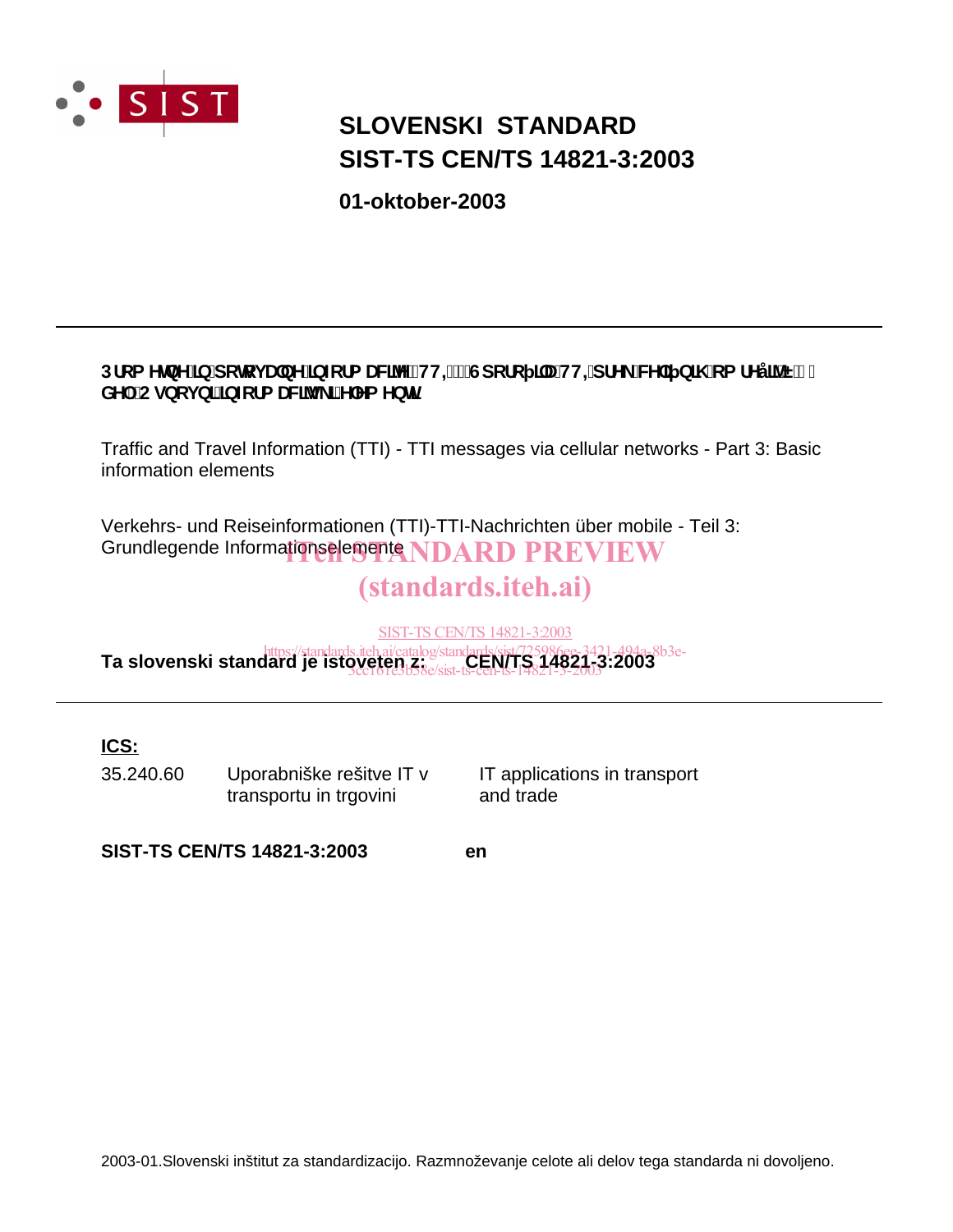# SLOVENSKI STANDARD
# SIST-TS CEN/TS 14821-3:2003

**01-oktober-2003**

---

**3URPHWQH LQ SRWRYDOQH LQIRUPDFLMH 77, 6SRURþLOD 77, SUHN FHOLþQLK RPUHåLM GHO 2VQRYQL LQIRUPDFLMVNL HOHPHQWL**

Traffic and Travel Information (TTI) - TTI messages via cellular networks - Part 3: Basic information elements

Verkehrs- und Reiseinformationen (TTI)-TTI-Nachrichten über mobile - Teil 3: Grundlegende Informationselemente

iTeh STANDARD PREVIEW
(standards.iteh.ai)

SIST-TS CEN/TS 14821-3:2003
https://standards.iteh.ai/catalog/standards/sist/725986ee-3421-494a-8b3e-3cc161e3b58e/sist-ts-cen-ts-14821-3-2003

**Ta slovenski standard je istoveten z: CEN/TS 14821-3:2003**

---

**ICS:**

| | | |
|---|---|---|
| 35.240.60 | Uporabniške rešitve IT v transportu in trgovini | IT applications in transport and trade |

**SIST-TS CEN/TS 14821-3:2003** **en**

2003-01.Slovenski inštitut za standardizacijo. Razmnoževanje celote ali delov tega standarda ni dovoljeno.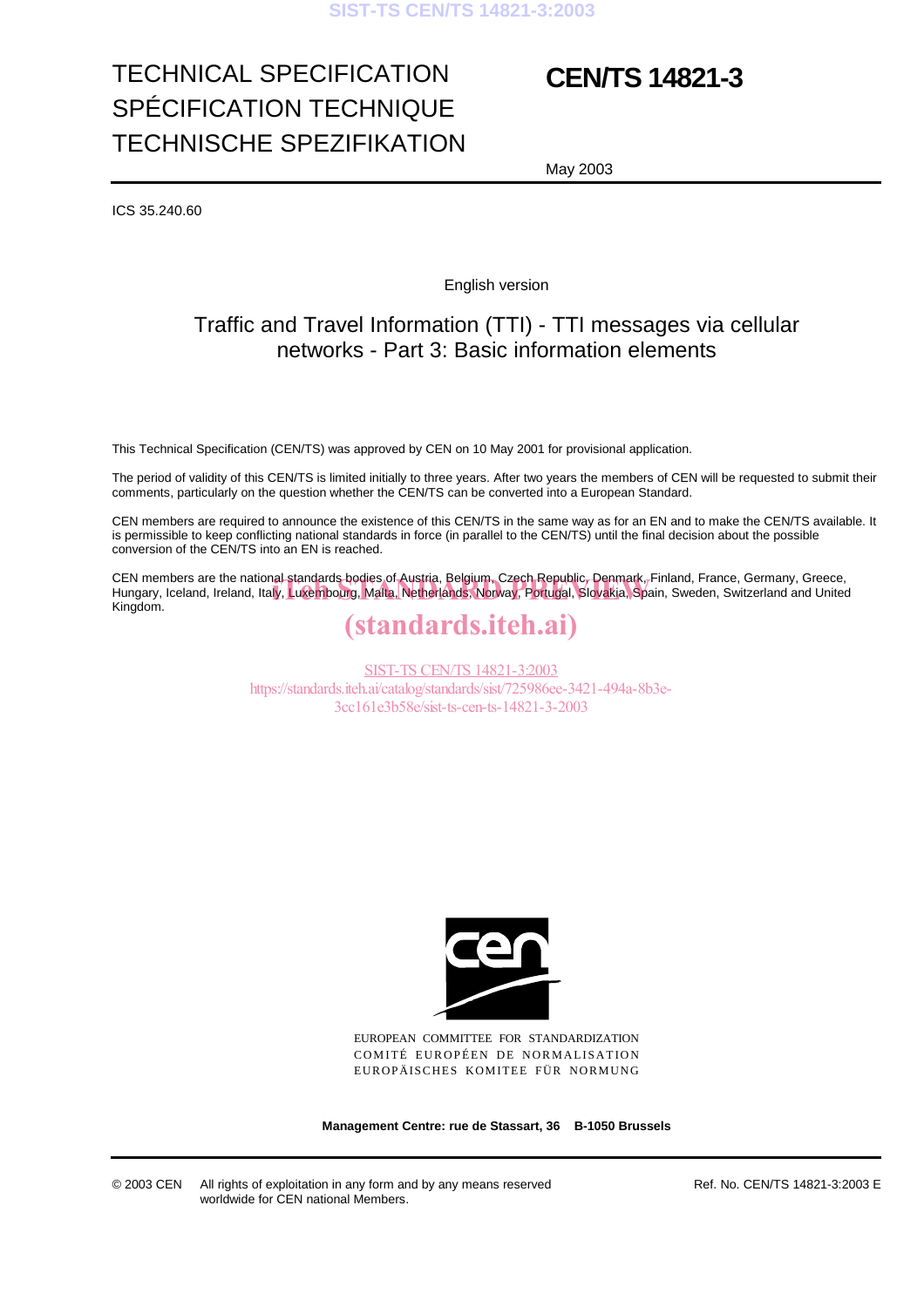TECHNICAL SPECIFICATION
SPÉCIFICATION TECHNIQUE
TECHNISCHE SPEZIFIKATION

# CEN/TS 14821-3

May 2003

ICS 35.240.60

English version

## Traffic and Travel Information (TTI) - TTI messages via cellular networks - Part 3: Basic information elements

This Technical Specification (CEN/TS) was approved by CEN on 10 May 2001 for provisional application.

The period of validity of this CEN/TS is limited initially to three years. After two years the members of CEN will be requested to submit their comments, particularly on the question whether the CEN/TS can be converted into a European Standard.

CEN members are required to announce the existence of this CEN/TS in the same way as for an EN and to make the CEN/TS available. It is permissible to keep conflicting national standards in force (in parallel to the CEN/TS) until the final decision about the possible conversion of the CEN/TS into an EN is reached.

CEN members are the national standards bodies of Austria, Belgium, Czech Republic, Denmark, Finland, France, Germany, Greece, Hungary, Iceland, Ireland, Italy, Luxembourg, Malta, Netherlands, Norway, Portugal, Slovakia, Spain, Sweden, Switzerland and United Kingdom.

EUROPEAN COMMITTEE FOR STANDARDIZATION
COMITÉ EUROPÉEN DE NORMALISATION
EUROPÄISCHES KOMITEE FÜR NORMUNG

**Management Centre: rue de Stassart, 36 B-1050 Brussels**

© 2003 CEN All rights of exploitation in any form and by any means reserved worldwide for CEN national Members.

Ref. No. CEN/TS 14821-3:2003 E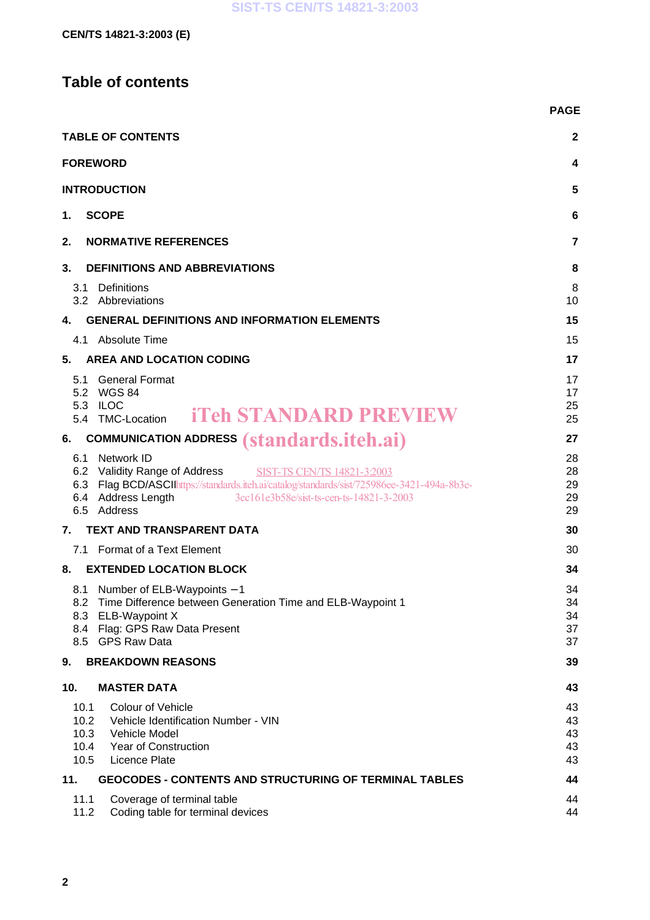# Table of contents

| | PAGE |
|---|---|
| **TABLE OF CONTENTS** | **2** |
| **FOREWORD** | **4** |
| **INTRODUCTION** | **5** |
| **1. SCOPE** | **6** |
| **2. NORMATIVE REFERENCES** | **7** |
| **3. DEFINITIONS AND ABBREVIATIONS** | **8** |
| 3.1 Definitions | 8 |
| 3.2 Abbreviations | 10 |
| **4. GENERAL DEFINITIONS AND INFORMATION ELEMENTS** | **15** |
| 4.1 Absolute Time | 15 |
| **5. AREA AND LOCATION CODING** | **17** |
| 5.1 General Format | 17 |
| 5.2 WGS 84 | 17 |
| 5.3 ILOC | 25 |
| 5.4 TMC-Location | 25 |
| **6. COMMUNICATION ADDRESS** | **27** |
| 6.1 Network ID | 28 |
| 6.2 Validity Range of Address | 28 |
| 6.3 Flag BCD/ASCII | 29 |
| 6.4 Address Length | 29 |
| 6.5 Address | 29 |
| **7. TEXT AND TRANSPARENT DATA** | **30** |
| 7.1 Format of a Text Element | 30 |
| **8. EXTENDED LOCATION BLOCK** | **34** |
| 8.1 Number of ELB-Waypoints −1 | 34 |
| 8.2 Time Difference between Generation Time and ELB-Waypoint 1 | 34 |
| 8.3 ELB-Waypoint X | 34 |
| 8.4 Flag: GPS Raw Data Present | 37 |
| 8.5 GPS Raw Data | 37 |
| **9. BREAKDOWN REASONS** | **39** |
| **10. MASTER DATA** | **43** |
| 10.1 Colour of Vehicle | 43 |
| 10.2 Vehicle Identification Number - VIN | 43 |
| 10.3 Vehicle Model | 43 |
| 10.4 Year of Construction | 43 |
| 10.5 Licence Plate | 43 |
| **11. GEOCODES - CONTENTS AND STRUCTURING OF TERMINAL TABLES** | **44** |
| 11.1 Coverage of terminal table | 44 |
| 11.2 Coding table for terminal devices | 44 |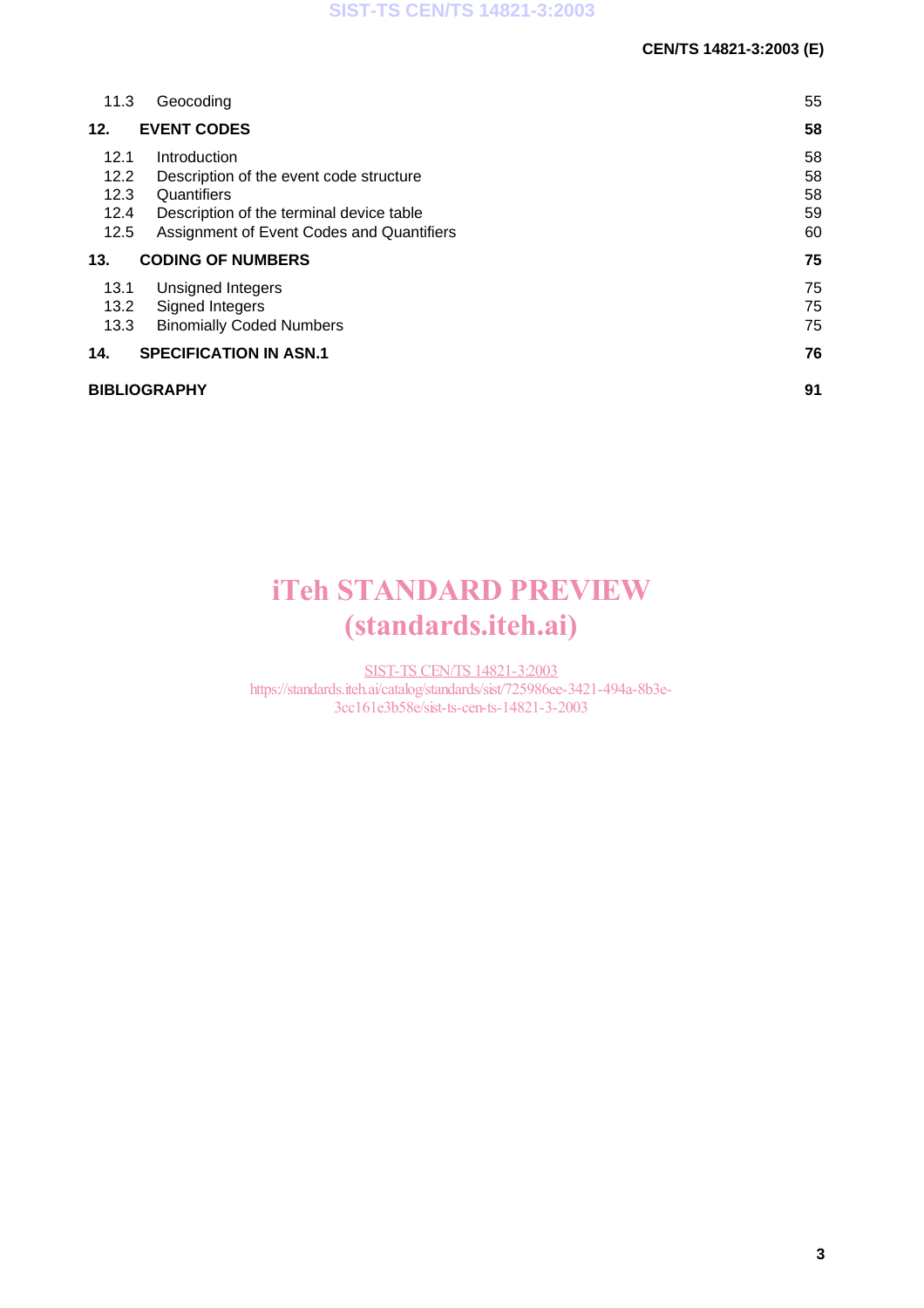| | | |
|---|---|---|
| 11.3 | Geocoding | 55 |
| **12.** | **EVENT CODES** | **58** |
| 12.1 | Introduction | 58 |
| 12.2 | Description of the event code structure | 58 |
| 12.3 | Quantifiers | 58 |
| 12.4 | Description of the terminal device table | 59 |
| 12.5 | Assignment of Event Codes and Quantifiers | 60 |
| **13.** | **CODING OF NUMBERS** | **75** |
| 13.1 | Unsigned Integers | 75 |
| 13.2 | Signed Integers | 75 |
| 13.3 | Binomially Coded Numbers | 75 |
| **14.** | **SPECIFICATION IN ASN.1** | **76** |
| **BIBLIOGRAPHY** | | **91** |

iTeh STANDARD PREVIEW
(standards.iteh.ai)

SIST-TS CEN/TS 14821-3:2003
https://standards.iteh.ai/catalog/standards/sist/725986ee-3421-494a-8b3e-3cc161e3b58e/sist-ts-cen-ts-14821-3-2003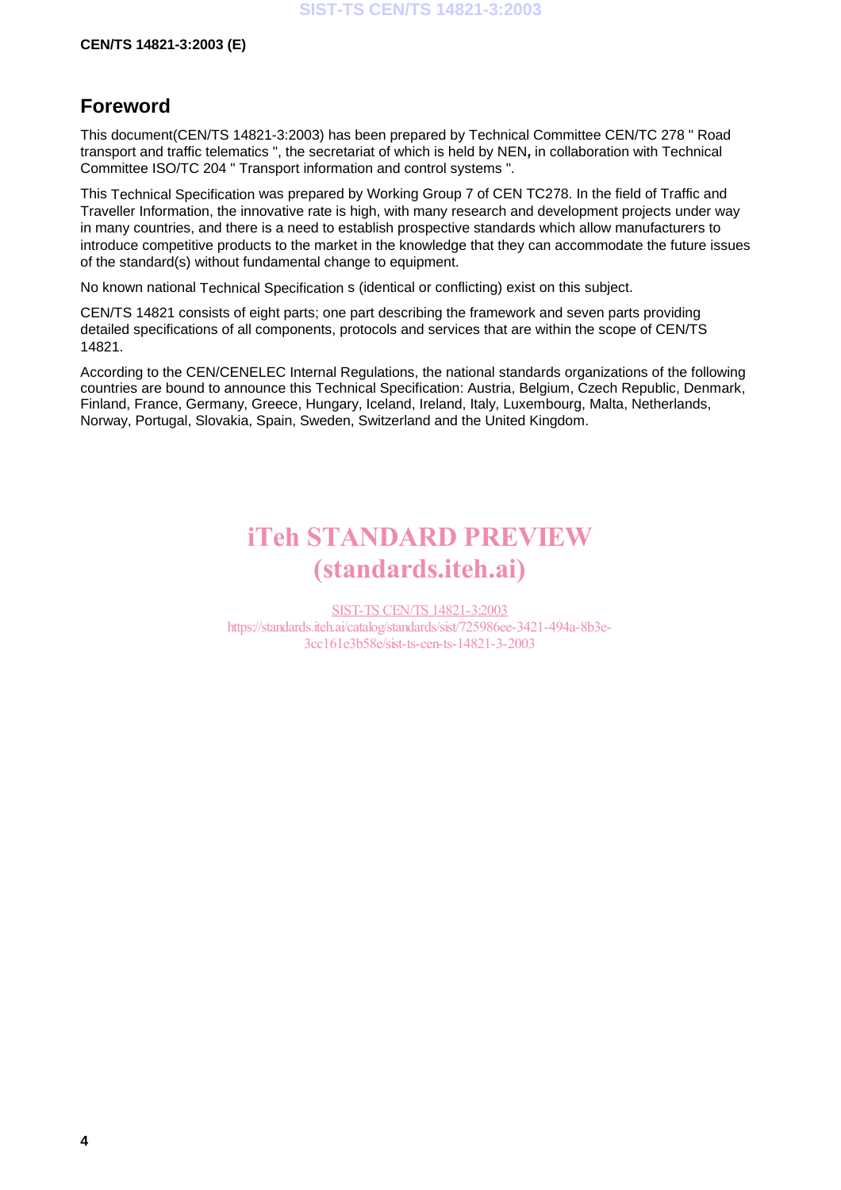## Foreword

This document(CEN/TS 14821-3:2003) has been prepared by Technical Committee CEN/TC 278 " Road transport and traffic telematics ", the secretariat of which is held by NEN**,** in collaboration with Technical Committee ISO/TC 204 " Transport information and control systems ".

This Technical Specification was prepared by Working Group 7 of CEN TC278. In the field of Traffic and Traveller Information, the innovative rate is high, with many research and development projects under way in many countries, and there is a need to establish prospective standards which allow manufacturers to introduce competitive products to the market in the knowledge that they can accommodate the future issues of the standard(s) without fundamental change to equipment.

No known national Technical Specification s (identical or conflicting) exist on this subject.

CEN/TS 14821 consists of eight parts; one part describing the framework and seven parts providing detailed specifications of all components, protocols and services that are within the scope of CEN/TS 14821.

According to the CEN/CENELEC Internal Regulations, the national standards organizations of the following countries are bound to announce this Technical Specification: Austria, Belgium, Czech Republic, Denmark, Finland, France, Germany, Greece, Hungary, Iceland, Ireland, Italy, Luxembourg, Malta, Netherlands, Norway, Portugal, Slovakia, Spain, Sweden, Switzerland and the United Kingdom.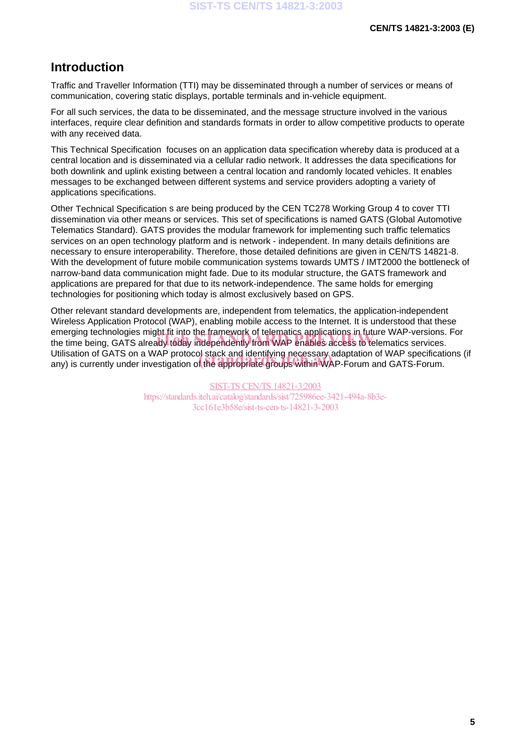# Introduction

Traffic and Traveller Information (TTI) may be disseminated through a number of services or means of communication, covering static displays, portable terminals and in-vehicle equipment.

For all such services, the data to be disseminated, and the message structure involved in the various interfaces, require clear definition and standards formats in order to allow competitive products to operate with any received data.

This Technical Specification focuses on an application data specification whereby data is produced at a central location and is disseminated via a cellular radio network. It addresses the data specifications for both downlink and uplink existing between a central location and randomly located vehicles. It enables messages to be exchanged between different systems and service providers adopting a variety of applications specifications.

Other Technical Specification s are being produced by the CEN TC278 Working Group 4 to cover TTI dissemination via other means or services. This set of specifications is named GATS (Global Automotive Telematics Standard). GATS provides the modular framework for implementing such traffic telematics services on an open technology platform and is network - independent. In many details definitions are necessary to ensure interoperability. Therefore, those detailed definitions are given in CEN/TS 14821-8. With the development of future mobile communication systems towards UMTS / IMT2000 the bottleneck of narrow-band data communication might fade. Due to its modular structure, the GATS framework and applications are prepared for that due to its network-independence. The same holds for emerging technologies for positioning which today is almost exclusively based on GPS.

Other relevant standard developments are, independent from telematics, the application-independent Wireless Application Protocol (WAP), enabling mobile access to the Internet. It is understood that these emerging technologies might fit into the framework of telematics applications in future WAP-versions. For the time being, GATS already today independently from WAP enables access to telematics services. Utilisation of GATS on a WAP protocol stack and identifying necessary adaptation of WAP specifications (if any) is currently under investigation of the appropriate groups within WAP-Forum and GATS-Forum.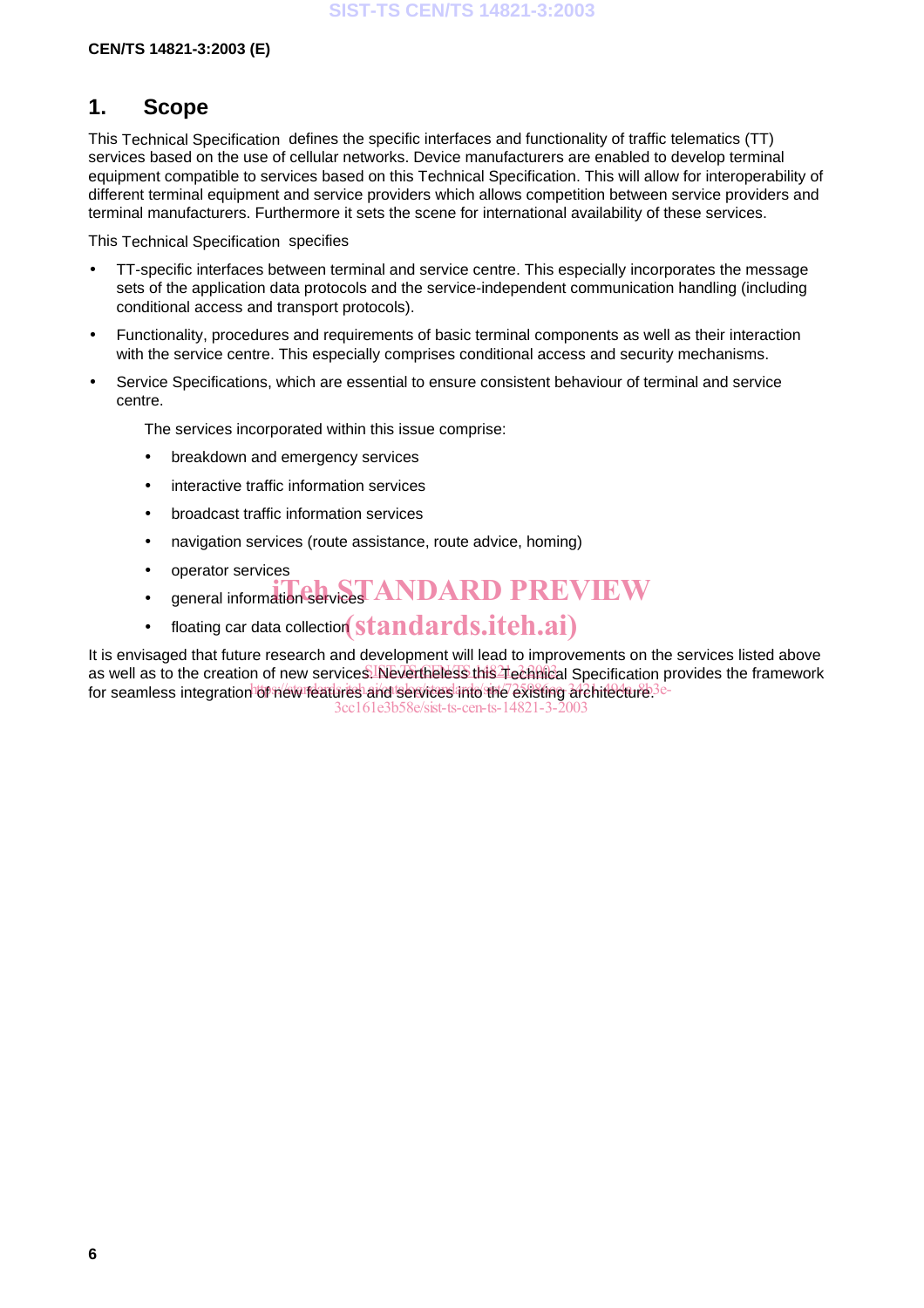# 1. Scope

This Technical Specification defines the specific interfaces and functionality of traffic telematics (TT) services based on the use of cellular networks. Device manufacturers are enabled to develop terminal equipment compatible to services based on this Technical Specification. This will allow for interoperability of different terminal equipment and service providers which allows competition between service providers and terminal manufacturers. Furthermore it sets the scene for international availability of these services.

This Technical Specification specifies

- TT-specific interfaces between terminal and service centre. This especially incorporates the message sets of the application data protocols and the service-independent communication handling (including conditional access and transport protocols).
- Functionality, procedures and requirements of basic terminal components as well as their interaction with the service centre. This especially comprises conditional access and security mechanisms.
- Service Specifications, which are essential to ensure consistent behaviour of terminal and service centre.

  The services incorporated within this issue comprise:

  - breakdown and emergency services
  - interactive traffic information services
  - broadcast traffic information services
  - navigation services (route assistance, route advice, homing)
  - operator services
  - general information services
  - floating car data collection

It is envisaged that future research and development will lead to improvements on the services listed above as well as to the creation of new services. Nevertheless this Technical Specification provides the framework for seamless integration of new features and services into the existing architecture.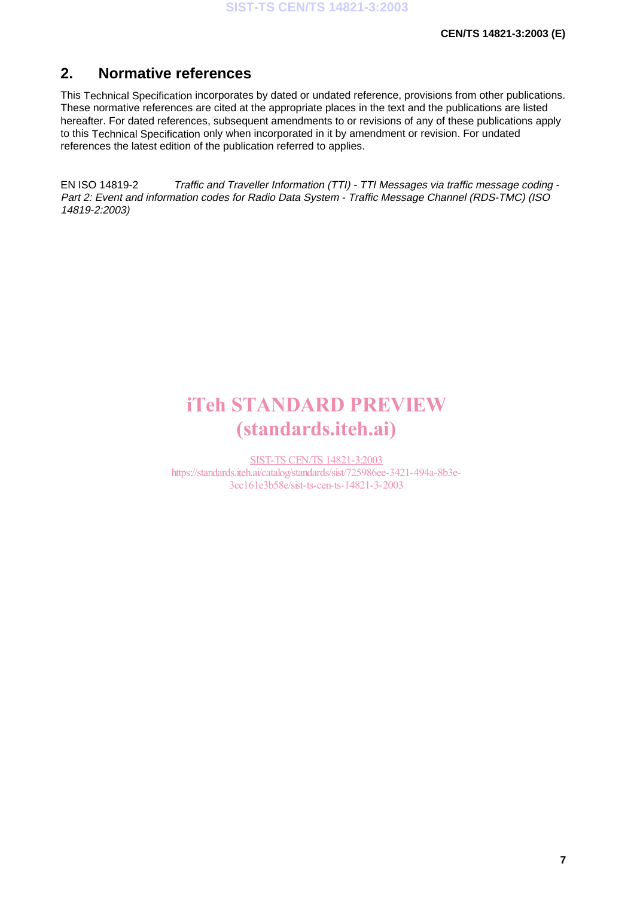## 2. Normative references

This Technical Specification incorporates by dated or undated reference, provisions from other publications. These normative references are cited at the appropriate places in the text and the publications are listed hereafter. For dated references, subsequent amendments to or revisions of any of these publications apply to this Technical Specification only when incorporated in it by amendment or revision. For undated references the latest edition of the publication referred to applies.

EN ISO 14819-2 *Traffic and Traveller Information (TTI) - TTI Messages via traffic message coding - Part 2: Event and information codes for Radio Data System - Traffic Message Channel (RDS-TMC) (ISO 14819-2:2003)*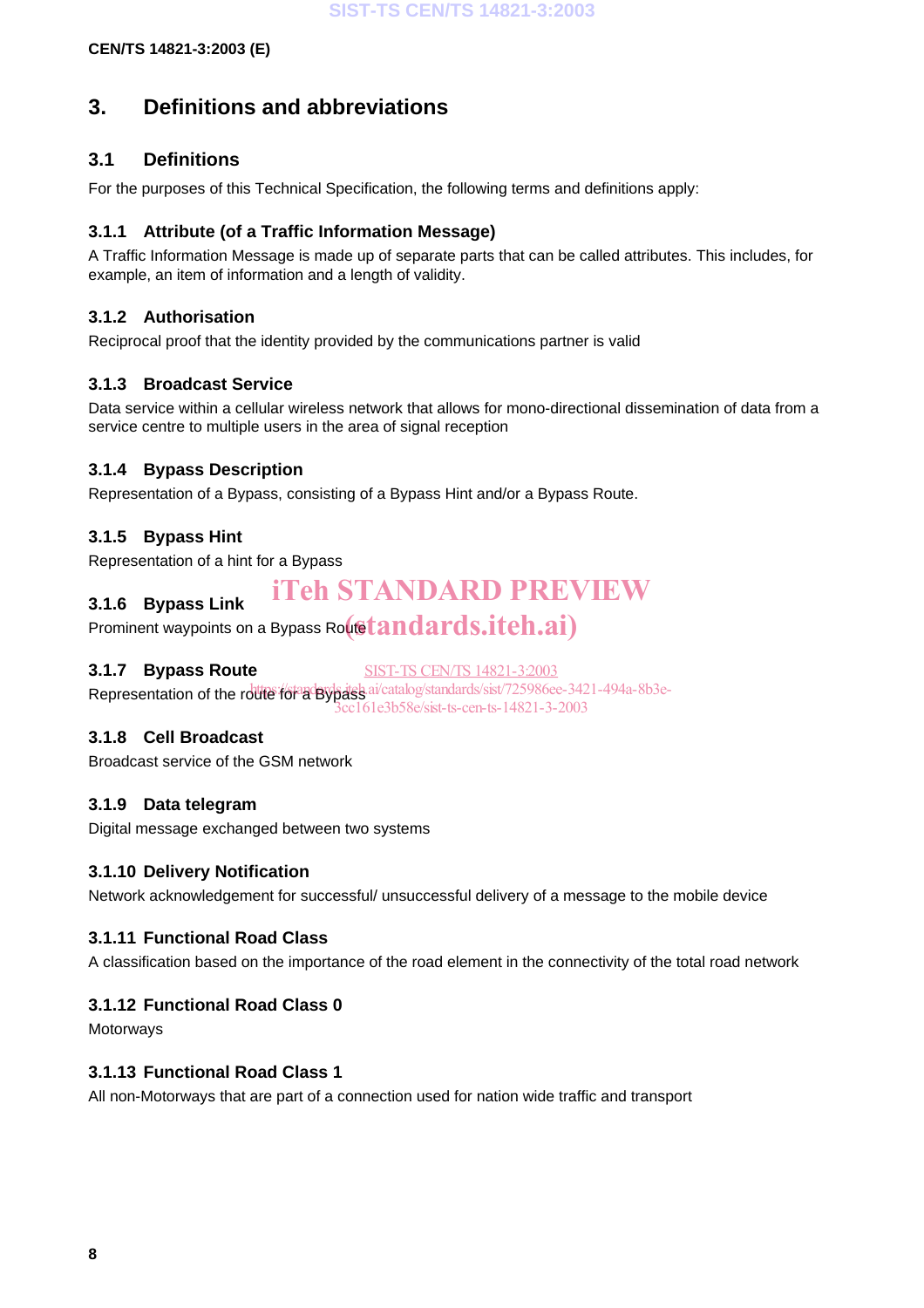# 3. Definitions and abbreviations

## 3.1 Definitions

For the purposes of this Technical Specification, the following terms and definitions apply:

### 3.1.1 Attribute (of a Traffic Information Message)

A Traffic Information Message is made up of separate parts that can be called attributes. This includes, for example, an item of information and a length of validity.

### 3.1.2 Authorisation

Reciprocal proof that the identity provided by the communications partner is valid

### 3.1.3 Broadcast Service

Data service within a cellular wireless network that allows for mono-directional dissemination of data from a service centre to multiple users in the area of signal reception

### 3.1.4 Bypass Description

Representation of a Bypass, consisting of a Bypass Hint and/or a Bypass Route.

### 3.1.5 Bypass Hint

Representation of a hint for a Bypass

### 3.1.6 Bypass Link

Prominent waypoints on a Bypass Route

### 3.1.7 Bypass Route

Representation of the route for a Bypass

### 3.1.8 Cell Broadcast

Broadcast service of the GSM network

### 3.1.9 Data telegram

Digital message exchanged between two systems

### 3.1.10 Delivery Notification

Network acknowledgement for successful/ unsuccessful delivery of a message to the mobile device

### 3.1.11 Functional Road Class

A classification based on the importance of the road element in the connectivity of the total road network

### 3.1.12 Functional Road Class 0

Motorways

### 3.1.13 Functional Road Class 1

All non-Motorways that are part of a connection used for nation wide traffic and transport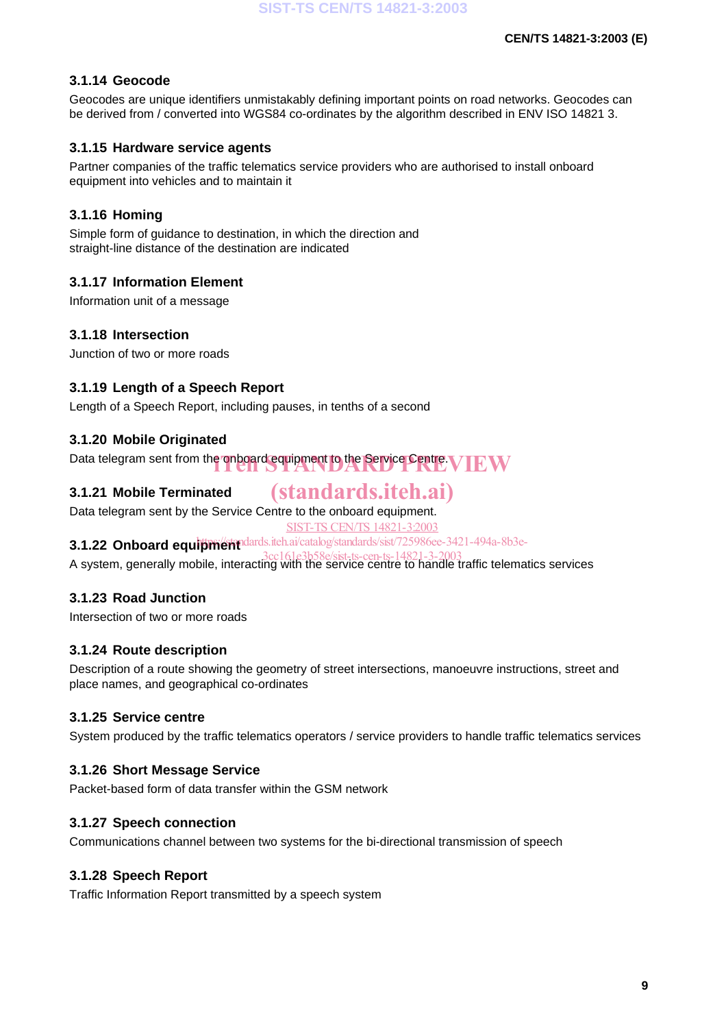### 3.1.14 Geocode

Geocodes are unique identifiers unmistakably defining important points on road networks. Geocodes can be derived from / converted into WGS84 co-ordinates by the algorithm described in ENV ISO 14821 3.

### 3.1.15 Hardware service agents

Partner companies of the traffic telematics service providers who are authorised to install onboard equipment into vehicles and to maintain it

### 3.1.16 Homing

Simple form of guidance to destination, in which the direction and straight-line distance of the destination are indicated

### 3.1.17 Information Element

Information unit of a message

### 3.1.18 Intersection

Junction of two or more roads

### 3.1.19 Length of a Speech Report

Length of a Speech Report, including pauses, in tenths of a second

### 3.1.20 Mobile Originated

Data telegram sent from the onboard equipment to the Service Centre.

### 3.1.21 Mobile Terminated

Data telegram sent by the Service Centre to the onboard equipment.

### 3.1.22 Onboard equipment

A system, generally mobile, interacting with the service centre to handle traffic telematics services

### 3.1.23 Road Junction

Intersection of two or more roads

### 3.1.24 Route description

Description of a route showing the geometry of street intersections, manoeuvre instructions, street and place names, and geographical co-ordinates

### 3.1.25 Service centre

System produced by the traffic telematics operators / service providers to handle traffic telematics services

### 3.1.26 Short Message Service

Packet-based form of data transfer within the GSM network

### 3.1.27 Speech connection

Communications channel between two systems for the bi-directional transmission of speech

### 3.1.28 Speech Report

Traffic Information Report transmitted by a speech system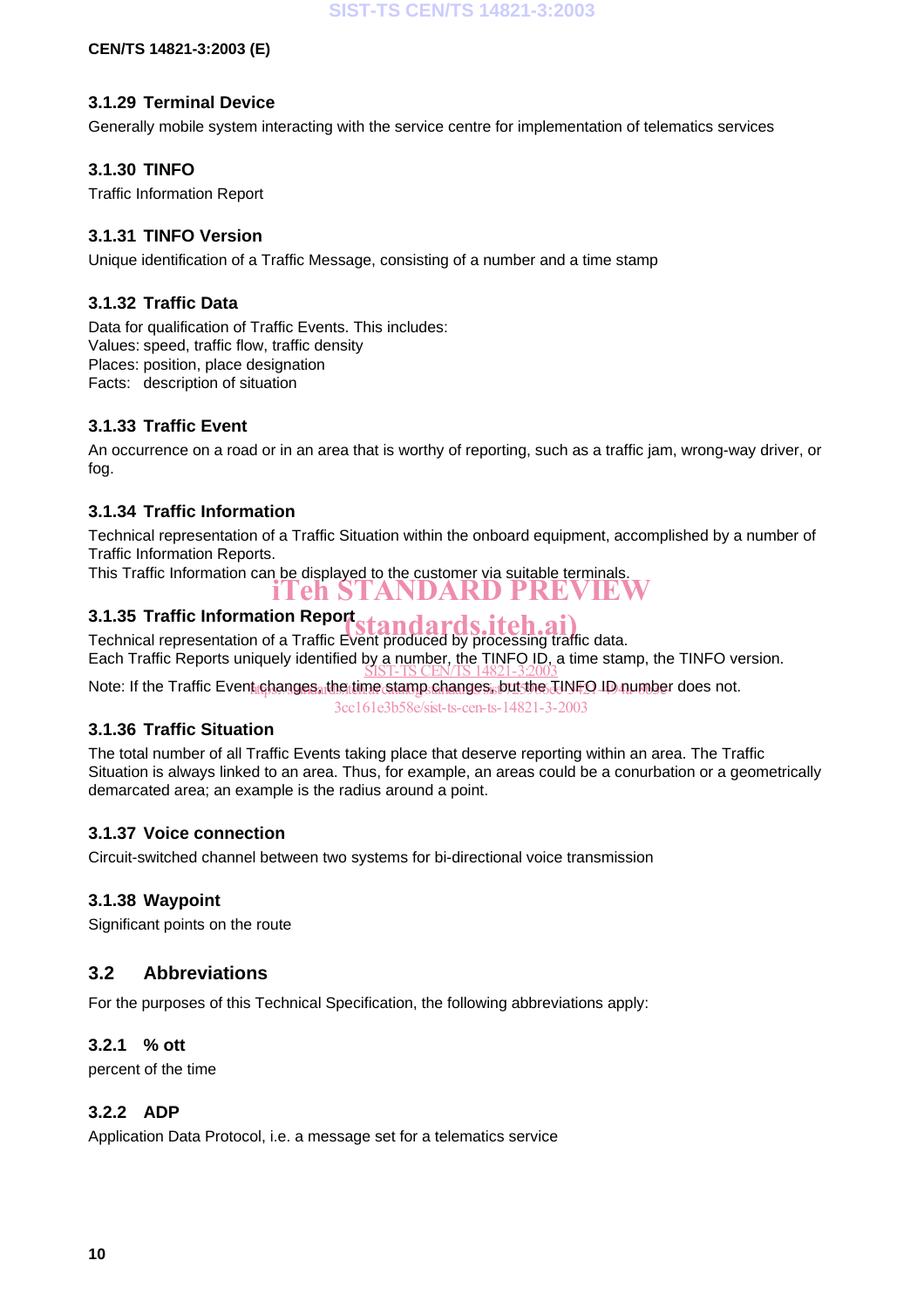### 3.1.29 Terminal Device

Generally mobile system interacting with the service centre for implementation of telematics services

### 3.1.30 TINFO

Traffic Information Report

### 3.1.31 TINFO Version

Unique identification of a Traffic Message, consisting of a number and a time stamp

### 3.1.32 Traffic Data

Data for qualification of Traffic Events. This includes:
Values: speed, traffic flow, traffic density
Places: position, place designation
Facts: description of situation

### 3.1.33 Traffic Event

An occurrence on a road or in an area that is worthy of reporting, such as a traffic jam, wrong-way driver, or fog.

### 3.1.34 Traffic Information

Technical representation of a Traffic Situation within the onboard equipment, accomplished by a number of Traffic Information Reports.
This Traffic Information can be displayed to the customer via suitable terminals.

### 3.1.35 Traffic Information Report

Technical representation of a Traffic Event produced by processing traffic data.
Each Traffic Reports uniquely identified by a number, the TINFO ID, a time stamp, the TINFO version.

Note: If the Traffic Event changes, the time stamp changes, but the TINFO ID number does not.

### 3.1.36 Traffic Situation

The total number of all Traffic Events taking place that deserve reporting within an area. The Traffic Situation is always linked to an area. Thus, for example, an areas could be a conurbation or a geometrically demarcated area; an example is the radius around a point.

### 3.1.37 Voice connection

Circuit-switched channel between two systems for bi-directional voice transmission

### 3.1.38 Waypoint

Significant points on the route

## 3.2 Abbreviations

For the purposes of this Technical Specification, the following abbreviations apply:

### 3.2.1 % ott

percent of the time

### 3.2.2 ADP

Application Data Protocol, i.e. a message set for a telematics service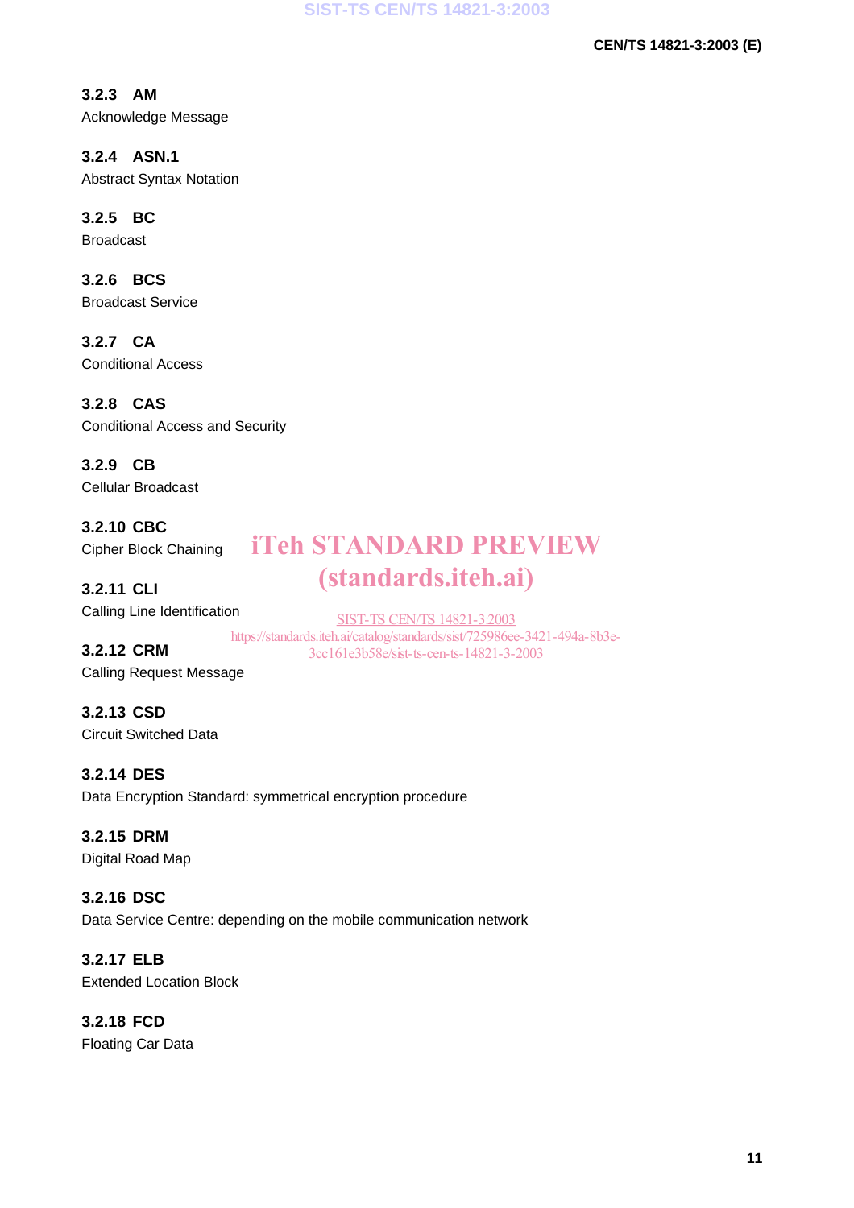### 3.2.3 AM

Acknowledge Message

### 3.2.4 ASN.1

Abstract Syntax Notation

### 3.2.5 BC

Broadcast

### 3.2.6 BCS

Broadcast Service

### 3.2.7 CA

Conditional Access

### 3.2.8 CAS

Conditional Access and Security

### 3.2.9 CB

Cellular Broadcast

### 3.2.10 CBC

Cipher Block Chaining

### 3.2.11 CLI

Calling Line Identification

### 3.2.12 CRM

Calling Request Message

### 3.2.13 CSD

Circuit Switched Data

### 3.2.14 DES

Data Encryption Standard: symmetrical encryption procedure

### 3.2.15 DRM

Digital Road Map

### 3.2.16 DSC

Data Service Centre: depending on the mobile communication network

### 3.2.17 ELB

Extended Location Block

### 3.2.18 FCD

Floating Car Data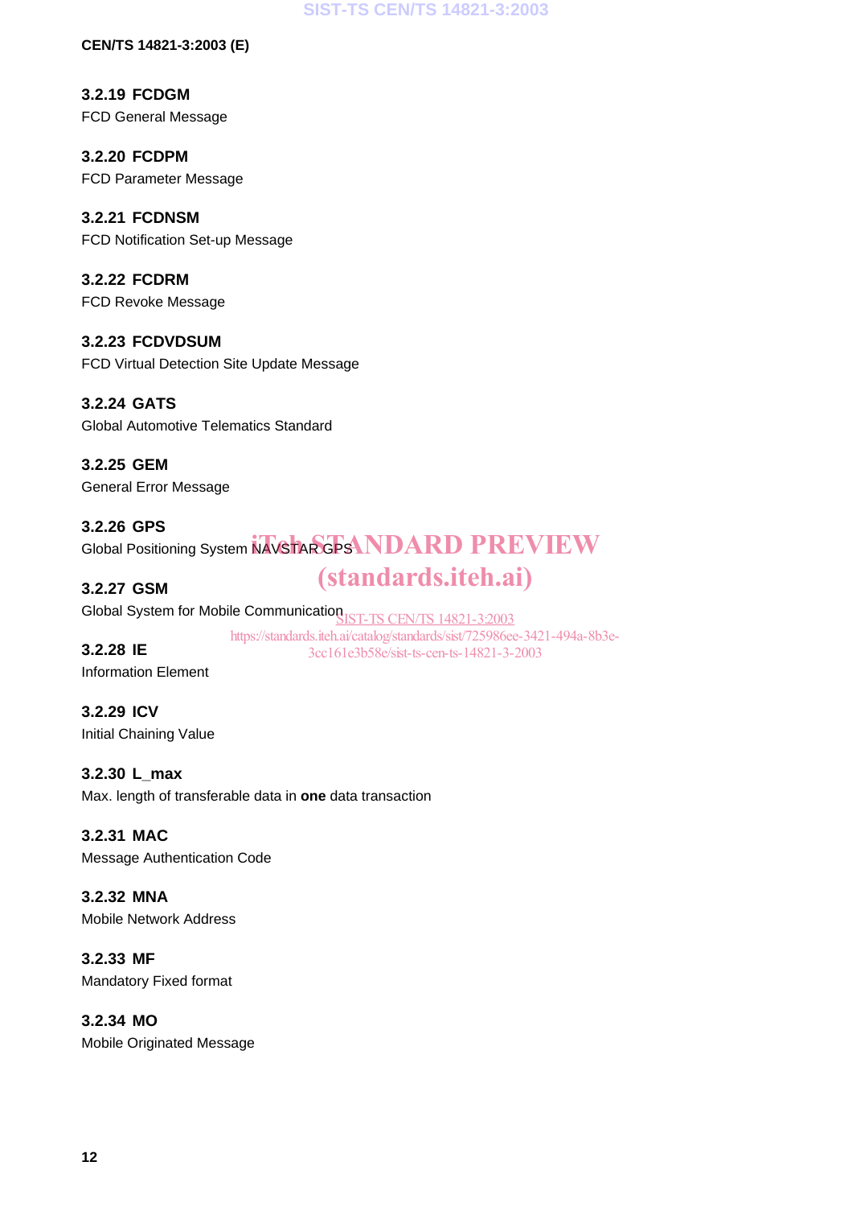### 3.2.19 FCDGM

FCD General Message

### 3.2.20 FCDPM

FCD Parameter Message

### 3.2.21 FCDNSM

FCD Notification Set-up Message

### 3.2.22 FCDRM

FCD Revoke Message

### 3.2.23 FCDVDSUM

FCD Virtual Detection Site Update Message

### 3.2.24 GATS

Global Automotive Telematics Standard

### 3.2.25 GEM

General Error Message

### 3.2.26 GPS

Global Positioning System NAVSTAR GPS

### 3.2.27 GSM

Global System for Mobile Communication

### 3.2.28 IE

Information Element

### 3.2.29 ICV

Initial Chaining Value

### 3.2.30 L_max

Max. length of transferable data in **one** data transaction

### 3.2.31 MAC

Message Authentication Code

### 3.2.32 MNA

Mobile Network Address

### 3.2.33 MF

Mandatory Fixed format

### 3.2.34 MO

Mobile Originated Message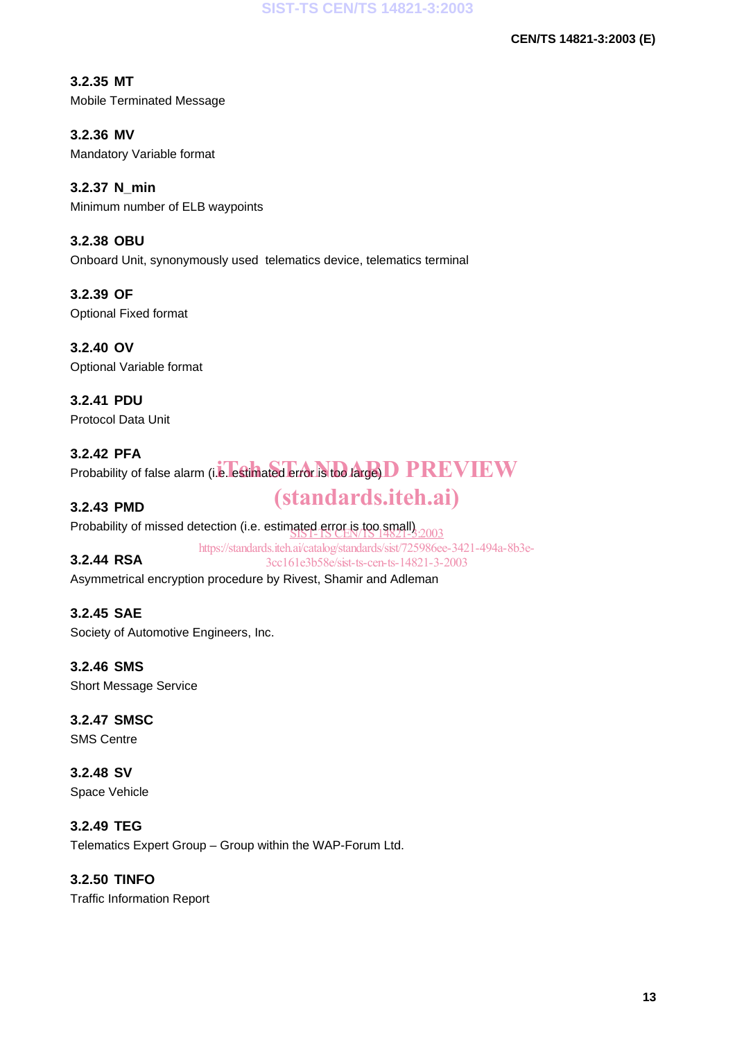**3.2.35 MT**
Mobile Terminated Message

**3.2.36 MV**
Mandatory Variable format

**3.2.37 N_min**
Minimum number of ELB waypoints

**3.2.38 OBU**
Onboard Unit, synonymously used telematics device, telematics terminal

**3.2.39 OF**
Optional Fixed format

**3.2.40 OV**
Optional Variable format

**3.2.41 PDU**
Protocol Data Unit

**3.2.42 PFA**
Probability of false alarm (i.e. estimated error is too large)

**3.2.43 PMD**
Probability of missed detection (i.e. estimated error is too small)

**3.2.44 RSA**
Asymmetrical encryption procedure by Rivest, Shamir and Adleman

**3.2.45 SAE**
Society of Automotive Engineers, Inc.

**3.2.46 SMS**
Short Message Service

**3.2.47 SMSC**
SMS Centre

**3.2.48 SV**
Space Vehicle

**3.2.49 TEG**
Telematics Expert Group – Group within the WAP-Forum Ltd.

**3.2.50 TINFO**
Traffic Information Report